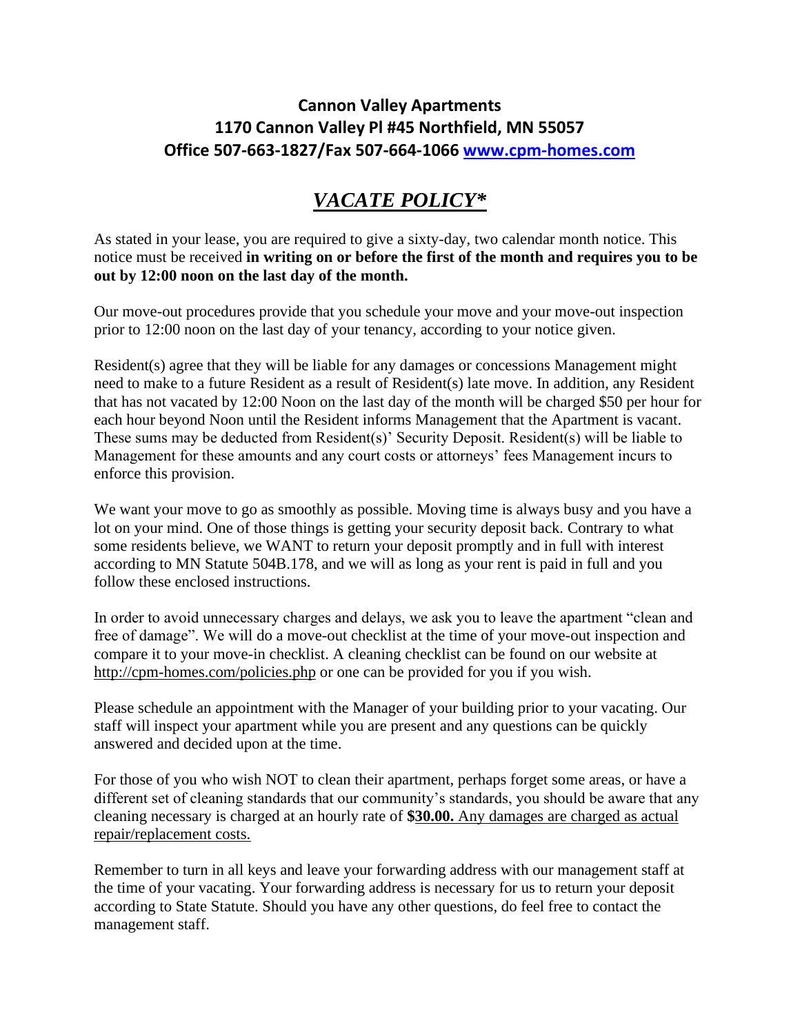**Cannon Valley Apartments**
**1170 Cannon Valley Pl #45 Northfield, MN 55057**
**Office 507-663-1827/Fax 507-664-1066 [www.cpm-homes.com](www.cpm-homes.com)**

# ***VACATE POLICY****

As stated in your lease, you are required to give a sixty-day, two calendar month notice. This notice must be received **in writing on or before the first of the month and requires you to be out by 12:00 noon on the last day of the month.**

Our move-out procedures provide that you schedule your move and your move-out inspection prior to 12:00 noon on the last day of your tenancy, according to your notice given.

Resident(s) agree that they will be liable for any damages or concessions Management might need to make to a future Resident as a result of Resident(s) late move. In addition, any Resident that has not vacated by 12:00 Noon on the last day of the month will be charged $50 per hour for each hour beyond Noon until the Resident informs Management that the Apartment is vacant. These sums may be deducted from Resident(s)' Security Deposit. Resident(s) will be liable to Management for these amounts and any court costs or attorneys' fees Management incurs to enforce this provision.

We want your move to go as smoothly as possible. Moving time is always busy and you have a lot on your mind. One of those things is getting your security deposit back. Contrary to what some residents believe, we WANT to return your deposit promptly and in full with interest according to MN Statute 504B.178, and we will as long as your rent is paid in full and you follow these enclosed instructions.

In order to avoid unnecessary charges and delays, we ask you to leave the apartment "clean and free of damage". We will do a move-out checklist at the time of your move-out inspection and compare it to your move-in checklist. A cleaning checklist can be found on our website at http://cpm-homes.com/policies.php or one can be provided for you if you wish.

Please schedule an appointment with the Manager of your building prior to your vacating. Our staff will inspect your apartment while you are present and any questions can be quickly answered and decided upon at the time.

For those of you who wish NOT to clean their apartment, perhaps forget some areas, or have a different set of cleaning standards that our community's standards, you should be aware that any cleaning necessary is charged at an hourly rate of **$30.00.** Any damages are charged as actual repair/replacement costs.

Remember to turn in all keys and leave your forwarding address with our management staff at the time of your vacating. Your forwarding address is necessary for us to return your deposit according to State Statute. Should you have any other questions, do feel free to contact the management staff.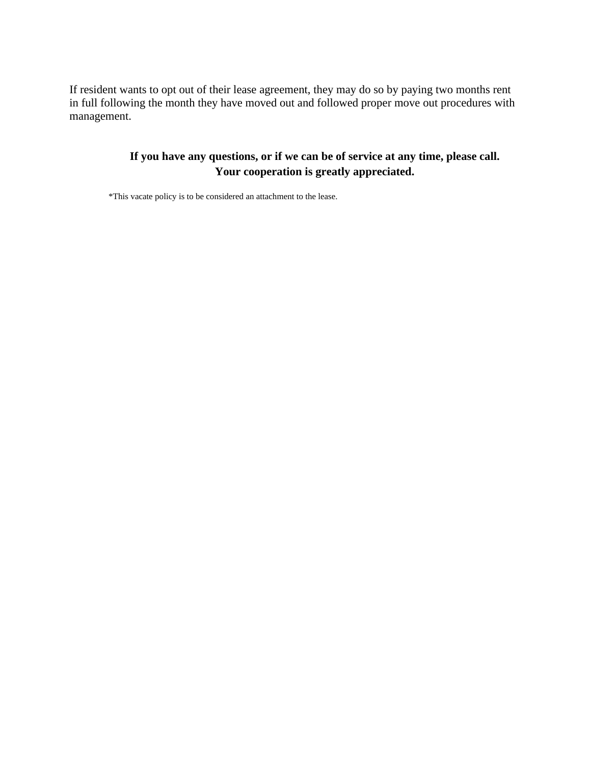If resident wants to opt out of their lease agreement, they may do so by paying two months rent in full following the month they have moved out and followed proper move out procedures with management.

**If you have any questions, or if we can be of service at any time, please call.**
**Your cooperation is greatly appreciated.**

*This vacate policy is to be considered an attachment to the lease.